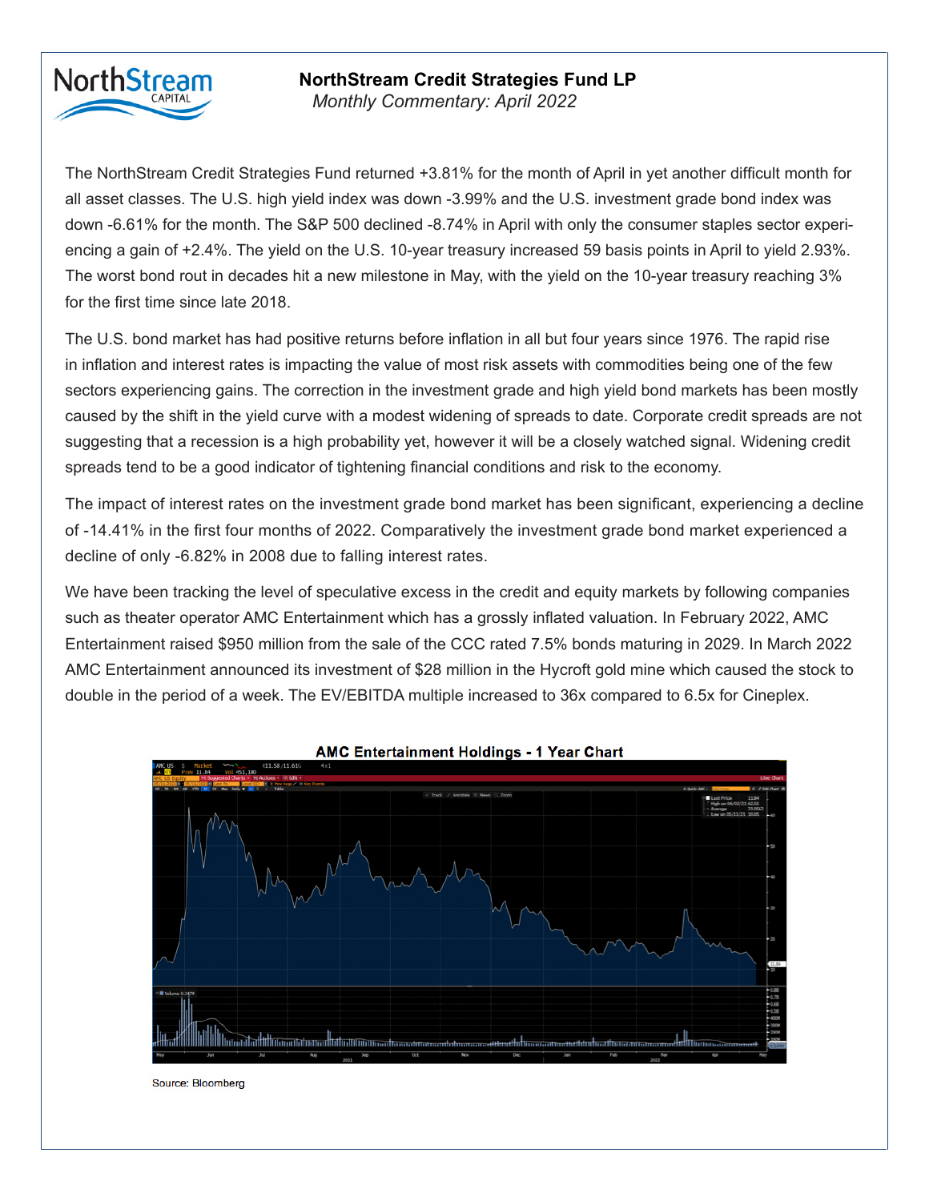# NorthStream Credit Strategies Fund LP

*Monthly Commentary: April 2022*

The NorthStream Credit Strategies Fund returned +3.81% for the month of April in yet another difficult month for all asset classes. The U.S. high yield index was down -3.99% and the U.S. investment grade bond index was down -6.61% for the month. The S&P 500 declined -8.74% in April with only the consumer staples sector experiencing a gain of +2.4%. The yield on the U.S. 10-year treasury increased 59 basis points in April to yield 2.93%. The worst bond rout in decades hit a new milestone in May, with the yield on the 10-year treasury reaching 3% for the first time since late 2018.

The U.S. bond market has had positive returns before inflation in all but four years since 1976. The rapid rise in inflation and interest rates is impacting the value of most risk assets with commodities being one of the few sectors experiencing gains. The correction in the investment grade and high yield bond markets has been mostly caused by the shift in the yield curve with a modest widening of spreads to date. Corporate credit spreads are not suggesting that a recession is a high probability yet, however it will be a closely watched signal. Widening credit spreads tend to be a good indicator of tightening financial conditions and risk to the economy.

The impact of interest rates on the investment grade bond market has been significant, experiencing a decline of -14.41% in the first four months of 2022. Comparatively the investment grade bond market experienced a decline of only -6.82% in 2008 due to falling interest rates.

We have been tracking the level of speculative excess in the credit and equity markets by following companies such as theater operator AMC Entertainment which has a grossly inflated valuation. In February 2022, AMC Entertainment raised $950 million from the sale of the CCC rated 7.5% bonds maturing in 2029. In March 2022 AMC Entertainment announced its investment of $28 million in the Hycroft gold mine which caused the stock to double in the period of a week. The EV/EBITDA multiple increased to 36x compared to 6.5x for Cineplex.

**AMC Entertainment Holdings - 1 Year Chart**

Source: Bloomberg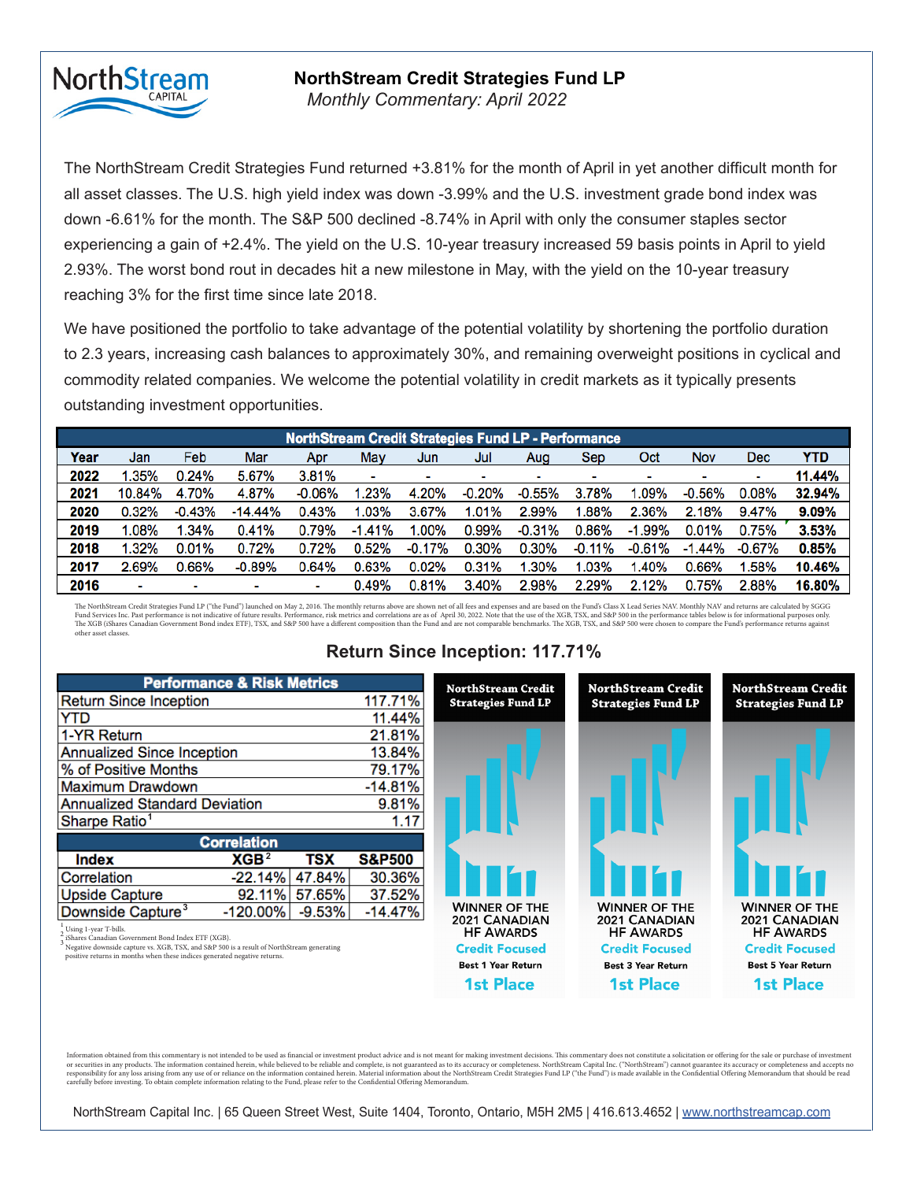# NorthStream Credit Strategies Fund LP

*Monthly Commentary: April 2022*

The NorthStream Credit Strategies Fund returned +3.81% for the month of April in yet another difficult month for all asset classes. The U.S. high yield index was down -3.99% and the U.S. investment grade bond index was down -6.61% for the month. The S&P 500 declined -8.74% in April with only the consumer staples sector experiencing a gain of +2.4%. The yield on the U.S. 10-year treasury increased 59 basis points in April to yield 2.93%. The worst bond rout in decades hit a new milestone in May, with the yield on the 10-year treasury reaching 3% for the first time since late 2018.

We have positioned the portfolio to take advantage of the potential volatility by shortening the portfolio duration to 2.3 years, increasing cash balances to approximately 30%, and remaining overweight positions in cyclical and commodity related companies. We welcome the potential volatility in credit markets as it typically presents outstanding investment opportunities.

**NorthStream Credit Strategies Fund LP - Performance**

| Year | Jan | Feb | Mar | Apr | May | Jun | Jul | Aug | Sep | Oct | Nov | Dec | YTD |
|---|---|---|---|---|---|---|---|---|---|---|---|---|---|
| **2022** | 1.35% | 0.24% | 5.67% | 3.81% | - | - | - | - | - | - | - | - | **11.44%** |
| **2021** | 10.84% | 4.70% | 4.87% | -0.06% | 1.23% | 4.20% | -0.20% | -0.55% | 3.78% | 1.09% | -0.56% | 0.08% | **32.94%** |
| **2020** | 0.32% | -0.43% | -14.44% | 0.43% | 1.03% | 3.67% | 1.01% | 2.99% | 1.88% | 2.36% | 2.18% | 9.47% | **9.09%** |
| **2019** | 1.08% | 1.34% | 0.41% | 0.79% | -1.41% | 1.00% | 0.99% | -0.31% | 0.86% | -1.99% | 0.01% | 0.75% | **3.53%** |
| **2018** | 1.32% | 0.01% | 0.72% | 0.72% | 0.52% | -0.17% | 0.30% | 0.30% | -0.11% | -0.61% | -1.44% | -0.67% | **0.85%** |
| **2017** | 2.69% | 0.66% | -0.89% | 0.64% | 0.63% | 0.02% | 0.31% | 1.30% | 1.03% | 1.40% | 0.66% | 1.58% | **10.46%** |
| **2016** | - | - | - | - | 0.49% | 0.81% | 3.40% | 2.98% | 2.29% | 2.12% | 0.75% | 2.88% | **16.80%** |

The NorthStream Credit Strategies Fund LP ("the Fund") launched on May 2, 2016. The monthly returns above are shown net of all fees and expenses and are based on the Fund's Class X Lead Series NAV. Monthly NAV and returns are calculated by SGGG Fund Services Inc. Past performance is not indicative of future results. Performance, risk metrics and correlations are as of April 30, 2022. Note that the use of the XGB, TSX, and S&P 500 in the performance tables below is for informational purposes only. The XGB (iShares Canadian Government Bond index ETF), TSX, and S&P 500 have a different composition than the Fund and are not comparable benchmarks. The XGB, TSX, and S&P 500 were chosen to compare the Fund's performance returns against other asset classes.

## Return Since Inception: 117.71%

| Performance & Risk Metrics | |
|---|---|
| Return Since Inception | 117.71% |
| YTD | 11.44% |
| 1-YR Return | 21.81% |
| Annualized Since Inception | 13.84% |
| % of Positive Months | 79.17% |
| Maximum Drawdown | -14.81% |
| Annualized Standard Deviation | 9.81% |
| Sharpe Ratio[1] | 1.17 |

**Correlation**

| Index | XGB[2] | TSX | S&P500 |
|---|---|---|---|
| Correlation | -22.14% | 47.84% | 30.36% |
| Upside Capture | 92.11% | 57.65% | 37.52% |
| Downside Capture[3] | -120.00% | -9.53% | -14.47% |

[1] Using 1-year T-bills.
[2] iShares Canadian Government Bond Index ETF (XGB).
[3] Negative downside capture vs. XGB, TSX, and S&P 500 is a result of NorthStream generating positive returns in months when these indices generated negative returns.

NorthStream Credit Strategies Fund LP
WINNER OF THE 2021 CANADIAN HF AWARDS
Credit Focused
Best 1 Year Return
1st Place

NorthStream Credit Strategies Fund LP
WINNER OF THE 2021 CANADIAN HF AWARDS
Credit Focused
Best 3 Year Return
1st Place

NorthStream Credit Strategies Fund LP
WINNER OF THE 2021 CANADIAN HF AWARDS
Credit Focused
Best 5 Year Return
1st Place

Information obtained from this commentary is not intended to be used as financial or investment product advice and is not meant for making investment decisions. This commentary does not constitute a solicitation or offering for the sale or purchase of investment or securities in any products. The information contained herein, while believed to be reliable and complete, is not guaranteed as to its accuracy or completeness. NorthStream Capital Inc. ("NorthStream") cannot guarantee its accuracy or completeness and accepts no responsibility for any loss arising from any use of or reliance on the information contained herein. Material information about the NorthStream Credit Strategies Fund LP ("the Fund") is made available in the Confidential Offering Memorandum that should be read carefully before investing. To obtain complete information relating to the Fund, please refer to the Confidential Offering Memorandum.

NorthStream Capital Inc. | 65 Queen Street West, Suite 1404, Toronto, Ontario, M5H 2M5 | 416.613.4652 | www.northstreamcap.com